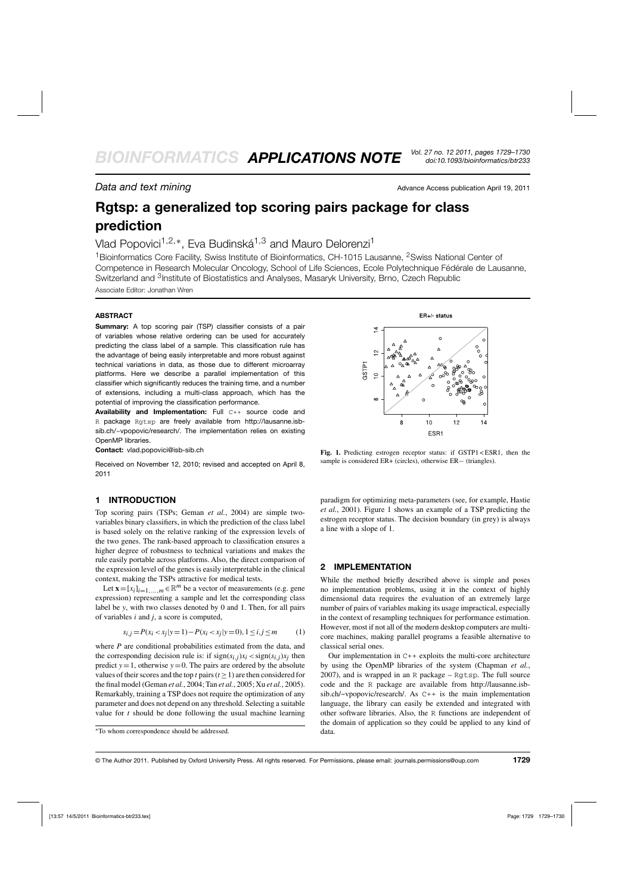*Data and text mining*

Advance Access publication April 19, 2011

# Rgtsp: a generalized top scoring pairs package for class prediction

Vlad Popovici[1,2,*], Eva Budinská[1,3] and Mauro Delorenzi[1]

[1]Bioinformatics Core Facility, Swiss Institute of Bioinformatics, CH-1015 Lausanne, [2]Swiss National Center of Competence in Research Molecular Oncology, School of Life Sciences, Ecole Polytechnique Fédérale de Lausanne, Switzerland and [3]Institute of Biostatistics and Analyses, Masaryk University, Brno, Czech Republic

Associate Editor: Jonathan Wren

## ABSTRACT

**Summary:** A top scoring pair (TSP) classifier consists of a pair of variables whose relative ordering can be used for accurately predicting the class label of a sample. This classification rule has the advantage of being easily interpretable and more robust against technical variations in data, as those due to different microarray platforms. Here we describe a parallel implementation of this classifier which significantly reduces the training time, and a number of extensions, including a multi-class approach, which has the potential of improving the classification performance.

**Availability and Implementation:** Full C++ source code and R package Rgtsp are freely available from http://lausanne.isb-sib.ch/~vpopovic/research/. The implementation relies on existing OpenMP libraries.

**Contact:** vlad.popovici@isb-sib.ch

Received on November 12, 2010; revised and accepted on April 8, 2011

## 1 INTRODUCTION

Top scoring pairs (TSPs; Geman *et al.*, 2004) are simple two-variables binary classifiers, in which the prediction of the class label is based solely on the relative ranking of the expression levels of the two genes. The rank-based approach to classification ensures a higher degree of robustness to technical variations and makes the rule easily portable across platforms. Also, the direct comparison of the expression level of the genes is easily interpretable in the clinical context, making the TSPs attractive for medical tests.

Let $\mathbf{x} = [x_i]_{i=1,\ldots,m} \in \mathbb{R}^m$ be a vector of measurements (e.g. gene expression) representing a sample and let the corresponding class label be $y$, with two classes denoted by 0 and 1. Then, for all pairs of variables $i$ and $j$, a score is computed,

$$s_{i,j} = P(x_i < x_j | y=1) - P(x_i < x_j | y=0), 1 \leq i,j \leq m \qquad (1)$$

where $P$ are conditional probabilities estimated from the data, and the corresponding decision rule is: if $\text{sign}(s_{i,j})x_i < \text{sign}(s_{i,j})x_j$ then predict $y=1$, otherwise $y=0$. The pairs are ordered by the absolute values of their scores and the top $t$ pairs ($t \geq 1$) are then considered for the final model (Geman *et al.*, 2004; Tan *et al.*, 2005; Xu *et al.*, 2005). Remarkably, training a TSP does not require the optimization of any parameter and does not depend on any threshold. Selecting a suitable value for $t$ should be done following the usual machine learning paradigm for optimizing meta-parameters (see, for example, Hastie *et al.*, 2001). Figure 1 shows an example of a TSP predicting the estrogen receptor status. The decision boundary (in grey) is always a line with a slope of 1.

**Fig. 1.** Predicting estrogen receptor status: if GSTP1 < ESR1, then the sample is considered ER+ (circles), otherwise ER− (triangles).

## 2 IMPLEMENTATION

While the method briefly described above is simple and poses no implementation problems, using it in the context of highly dimensional data requires the evaluation of an extremely large number of pairs of variables making its usage impractical, especially in the context of resampling techniques for performance estimation. However, most if not all of the modern desktop computers are multi-core machines, making parallel programs a feasible alternative to classical serial ones.

Our implementation in C++ exploits the multi-core architecture by using the OpenMP libraries of the system (Chapman *et al.*, 2007), and is wrapped in an R package – Rgtsp. The full source code and the R package are available from http://lausanne.isb-sib.ch/~vpopovic/research/. As C++ is the main implementation language, the library can easily be extended and integrated with other software libraries. Also, the R functions are independent of the domain of application so they could be applied to any kind of data.

*To whom correspondence should be addressed.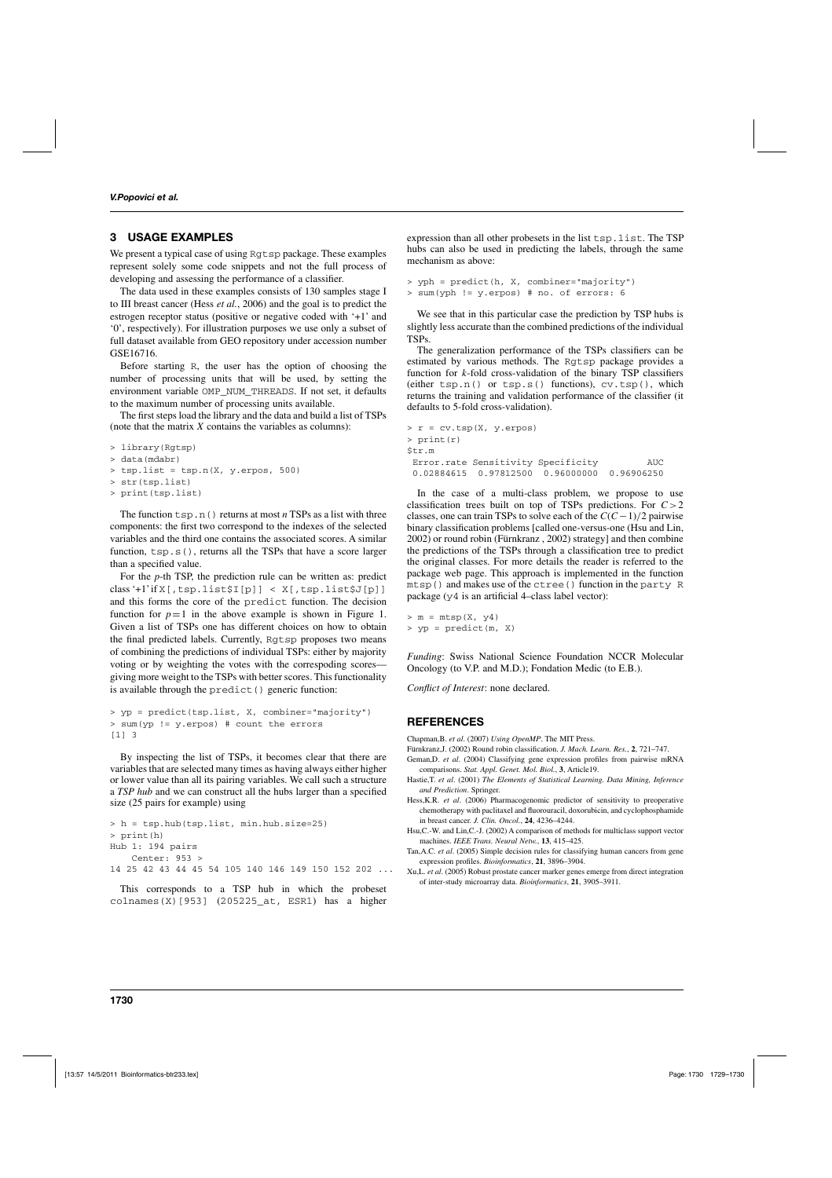## 3 USAGE EXAMPLES

We present a typical case of using Rgtsp package. These examples represent solely some code snippets and not the full process of developing and assessing the performance of a classifier.

The data used in these examples consists of 130 samples stage I to III breast cancer (Hess *et al.*, 2006) and the goal is to predict the estrogen receptor status (positive or negative coded with '+1' and '0', respectively). For illustration purposes we use only a subset of full dataset available from GEO repository under accession number GSE16716.

Before starting R, the user has the option of choosing the number of processing units that will be used, by setting the environment variable OMP_NUM_THREADS. If not set, it defaults to the maximum number of processing units available.

The first steps load the library and the data and build a list of TSPs (note that the matrix $X$ contains the variables as columns):

```
> library(Rgtsp)
> data(mdabr)
> tsp.list = tsp.n(X, y.erpos, 500)
> str(tsp.list)
> print(tsp.list)
```

The function tsp.n() returns at most $n$ TSPs as a list with three components: the first two correspond to the indexes of the selected variables and the third one contains the associated scores. A similar function, tsp.s(), returns all the TSPs that have a score larger than a specified value.

For the $p$-th TSP, the prediction rule can be written as: predict class '+1' if X[,tsp.list$I[p]] < X[,tsp.list$J[p]] and this forms the core of the predict function. The decision function for $p=1$ in the above example is shown in Figure 1. Given a list of TSPs one has different choices on how to obtain the final predicted labels. Currently, Rgtsp proposes two means of combining the predictions of individual TSPs: either by majority voting or by weighting the votes with the correspoding scores—giving more weight to the TSPs with better scores. This functionality is available through the predict() generic function:

```
> yp = predict(tsp.list, X, combiner="majority")
> sum(yp != y.erpos) # count the errors
[1] 3
```

By inspecting the list of TSPs, it becomes clear that there are variables that are selected many times as having always either higher or lower value than all its pairing variables. We call such a structure a *TSP hub* and we can construct all the hubs larger than a specified size (25 pairs for example) using

```
> h = tsp.hub(tsp.list, min.hub.size=25)
> print(h)
Hub 1: 194 pairs
    Center: 953 >
14 25 42 43 44 45 54 105 140 146 149 150 152 202 ...
```

This corresponds to a TSP hub in which the probeset colnames(X)[953] (205225_at, ESR1) has a higher expression than all other probesets in the list tsp.list. The TSP hubs can also be used in predicting the labels, through the same mechanism as above:

```
> yph = predict(h, X, combiner="majority")
> sum(yph != y.erpos) # no. of errors: 6
```

We see that in this particular case the prediction by TSP hubs is slightly less accurate than the combined predictions of the individual TSPs.

The generalization performance of the TSPs classifiers can be estimated by various methods. The Rgtsp package provides a function for $k$-fold cross-validation of the binary TSP classifiers (either tsp.n() or tsp.s() functions), cv.tsp(), which returns the training and validation performance of the classifier (it defaults to 5-fold cross-validation).

```
> r = cv.tsp(X, y.erpos)
> print(r)
$tr.m
 Error.rate Sensitivity Specificity         AUC
 0.02884615  0.97812500  0.96000000  0.96906250
```

In the case of a multi-class problem, we propose to use classification trees built on top of TSPs predictions. For $C>2$ classes, one can train TSPs to solve each of the $C(C-1)/2$ pairwise binary classification problems [called one-versus-one (Hsu and Lin, 2002) or round robin (Fürnkranz , 2002) strategy] and then combine the predictions of the TSPs through a classification tree to predict the original classes. For more details the reader is referred to the package web page. This approach is implemented in the function mtsp() and makes use of the ctree() function in the party R package (y4 is an artificial 4–class label vector):

```
> m = mtsp(X, y4)
> yp = predict(m, X)
```

*Funding*: Swiss National Science Foundation NCCR Molecular Oncology (to V.P. and M.D.); Fondation Medic (to E.B.).

*Conflict of Interest*: none declared.

## REFERENCES

Chapman,B. *et al.* (2007) *Using OpenMP*. The MIT Press.

Fürnkranz,J. (2002) Round robin classification. *J. Mach. Learn. Res.*, **2**, 721–747.

Geman,D. *et al.* (2004) Classifying gene expression profiles from pairwise mRNA comparisons. *Stat. Appl. Genet. Mol. Biol.*, **3**, Article19.

Hastie,T. *et al.* (2001) *The Elements of Statistical Learning. Data Mining, Inference and Prediction*. Springer.

Hess,K.R. *et al.* (2006) Pharmacogenomic predictor of sensitivity to preoperative chemotherapy with paclitaxel and fluorouracil, doxorubicin, and cyclophosphamide in breast cancer. *J. Clin. Oncol.*, **24**, 4236–4244.

Hsu,C.-W. and Lin,C.-J. (2002) A comparison of methods for multiclass support vector machines. *IEEE Trans. Neural Netw.*, **13**, 415–425.

Tan,A.C. *et al.* (2005) Simple decision rules for classifying human cancers from gene expression profiles. *Bioinformatics*, **21**, 3896–3904.

Xu,L. *et al.* (2005) Robust prostate cancer marker genes emerge from direct integration of inter-study microarray data. *Bioinformatics*, **21**, 3905–3911.